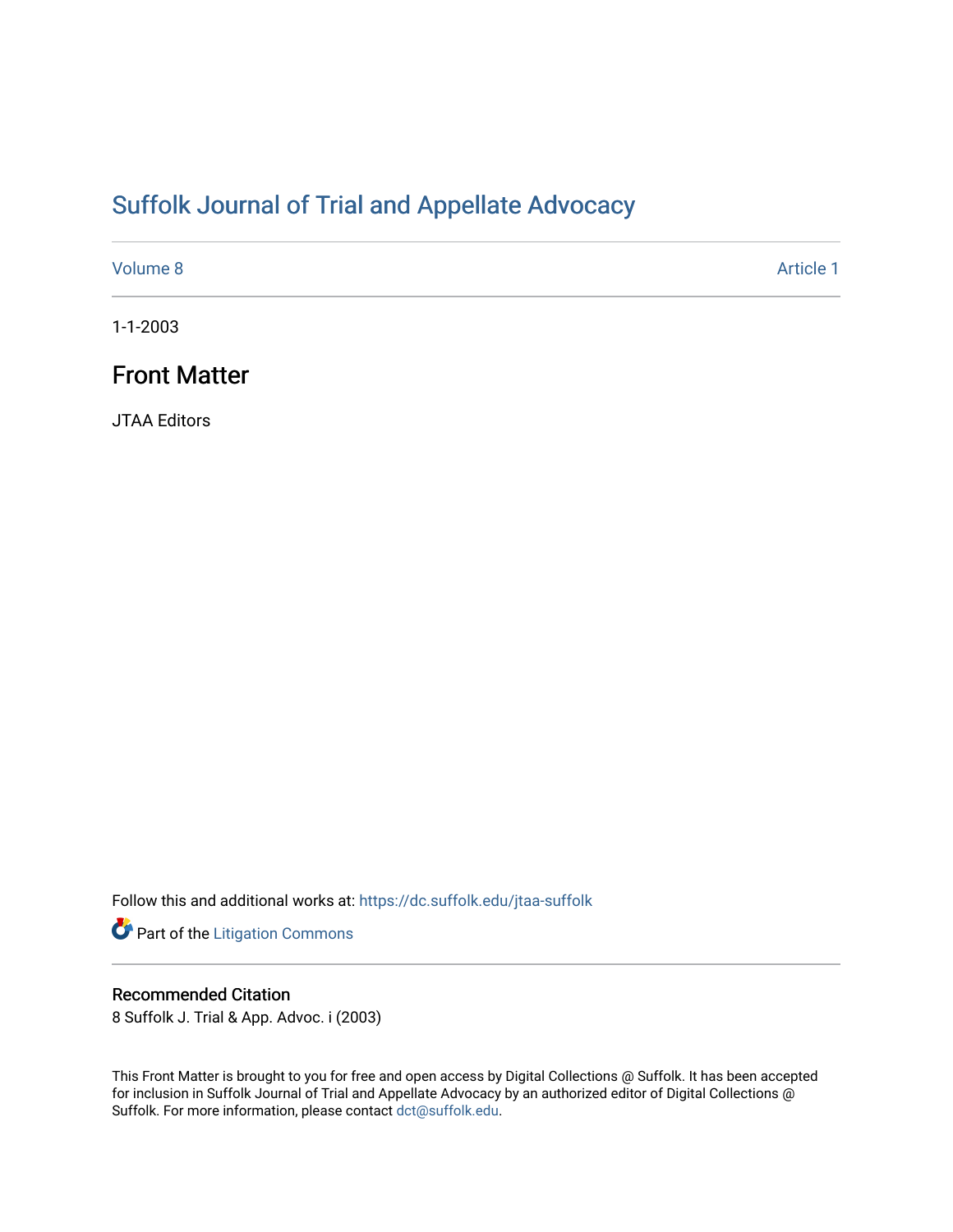# Suffolk Journal of Trial and Appellate Advocacy

Volume 8 | Article 1

1-1-2003

## Front Matter

JTAA Editors

Follow this and additional works at: https://dc.suffolk.edu/jtaa-suffolk

Part of the Litigation Commons

### Recommended Citation

8 Suffolk J. Trial & App. Advoc. i (2003)

This Front Matter is brought to you for free and open access by Digital Collections @ Suffolk. It has been accepted for inclusion in Suffolk Journal of Trial and Appellate Advocacy by an authorized editor of Digital Collections @ Suffolk. For more information, please contact dct@suffolk.edu.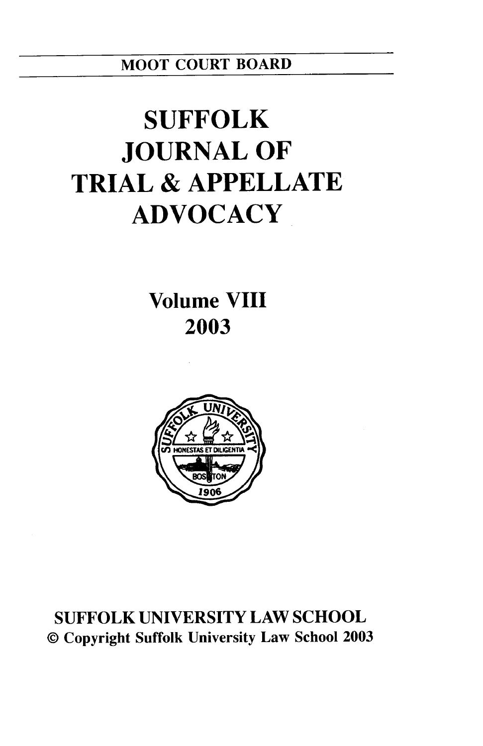MOOT COURT BOARD

# SUFFOLK JOURNAL OF TRIAL & APPELLATE ADVOCACY

Volume VIII

2003

SUFFOLK UNIVERSITY LAW SCHOOL

© Copyright Suffolk University Law School 2003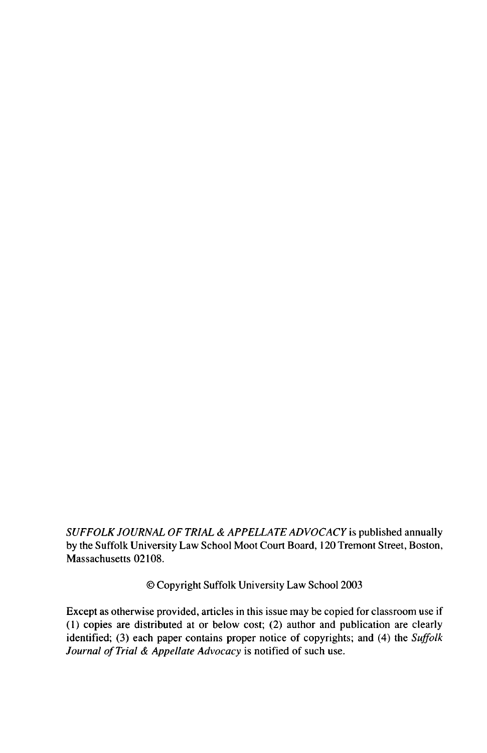*SUFFOLK JOURNAL OF TRIAL & APPELLATE ADVOCACY* is published annually by the Suffolk University Law School Moot Court Board, 120 Tremont Street, Boston, Massachusetts 02108.

© Copyright Suffolk University Law School 2003

Except as otherwise provided, articles in this issue may be copied for classroom use if (1) copies are distributed at or below cost; (2) author and publication are clearly identified; (3) each paper contains proper notice of copyrights; and (4) the *Suffolk Journal of Trial & Appellate Advocacy* is notified of such use.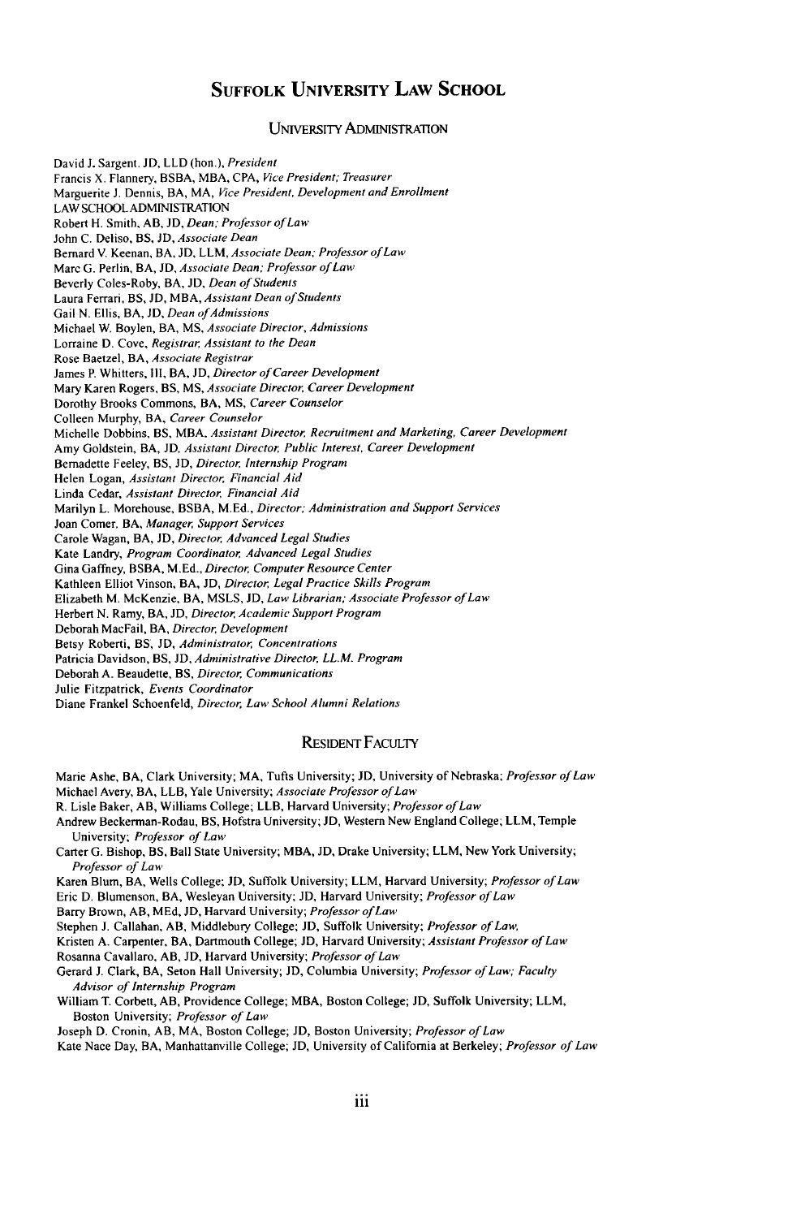# Suffolk University Law School

## University Administration

David J. Sargent, JD, LLD (hon.), *President*
Francis X. Flannery, BSBA, MBA, CPA, *Vice President; Treasurer*
Marguerite J. Dennis, BA, MA, *Vice President, Development and Enrollment*
LAW SCHOOL ADMINISTRATION
Robert H. Smith, AB, JD, *Dean; Professor of Law*
John C. Deliso, BS, JD, *Associate Dean*
Bernard V. Keenan, BA, JD, LLM, *Associate Dean; Professor of Law*
Marc G. Perlin, BA, JD, *Associate Dean; Professor of Law*
Beverly Coles-Roby, BA, JD, *Dean of Students*
Laura Ferrari, BS, JD, MBA, *Assistant Dean of Students*
Gail N. Ellis, BA, JD, *Dean of Admissions*
Michael W. Boylen, BA, MS, *Associate Director, Admissions*
Lorraine D. Cove, *Registrar, Assistant to the Dean*
Rose Baetzel, BA, *Associate Registrar*
James P. Whitters, III, BA, JD, *Director of Career Development*
Mary Karen Rogers, BS, MS, *Associate Director, Career Development*
Dorothy Brooks Commons, BA, MS, *Career Counselor*
Colleen Murphy, BA, *Career Counselor*
Michelle Dobbins, BS, MBA, *Assistant Director, Recruitment and Marketing, Career Development*
Amy Goldstein, BA, JD, *Assistant Director, Public Interest, Career Development*
Bernadette Feeley, BS, JD, *Director, Internship Program*
Helen Logan, *Assistant Director, Financial Aid*
Linda Cedar, *Assistant Director, Financial Aid*
Marilyn L. Morehouse, BSBA, M.Ed., *Director; Administration and Support Services*
Joan Comer, BA, *Manager, Support Services*
Carole Wagan, BA, JD, *Director, Advanced Legal Studies*
Kate Landry, *Program Coordinator, Advanced Legal Studies*
Gina Gaffney, BSBA, M.Ed., *Director, Computer Resource Center*
Kathleen Elliot Vinson, BA, JD, *Director, Legal Practice Skills Program*
Elizabeth M. McKenzie, BA, MSLS, JD, *Law Librarian; Associate Professor of Law*
Herbert N. Ramy, BA, JD, *Director, Academic Support Program*
Deborah MacFail, BA, *Director, Development*
Betsy Roberti, BS, JD, *Administrator, Concentrations*
Patricia Davidson, BS, JD, *Administrative Director, LL.M. Program*
Deborah A. Beaudette, BS, *Director, Communications*
Julie Fitzpatrick, *Events Coordinator*
Diane Frankel Schoenfeld, *Director, Law School Alumni Relations*

## Resident Faculty

Marie Ashe, BA, Clark University; MA, Tufts University; JD, University of Nebraska; *Professor of Law*
Michael Avery, BA, LLB, Yale University; *Associate Professor of Law*
R. Lisle Baker, AB, Williams College; LLB, Harvard University; *Professor of Law*
Andrew Beckerman-Rodau, BS, Hofstra University; JD, Western New England College; LLM, Temple University; *Professor of Law*
Carter G. Bishop, BS, Ball State University; MBA, JD, Drake University; LLM, New York University; *Professor of Law*
Karen Blum, BA, Wells College; JD, Suffolk University; LLM, Harvard University; *Professor of Law*
Eric D. Blumenson, BA, Wesleyan University; JD, Harvard University; *Professor of Law*
Barry Brown, AB, MEd, JD, Harvard University; *Professor of Law*
Stephen J. Callahan, AB, Middlebury College; JD, Suffolk University; *Professor of Law,*
Kristen A. Carpenter, BA, Dartmouth College; JD, Harvard University; *Assistant Professor of Law*
Rosanna Cavallaro, AB, JD, Harvard University; *Professor of Law*
Gerard J. Clark, BA, Seton Hall University; JD, Columbia University; *Professor of Law; Faculty Advisor of Internship Program*
William T. Corbett, AB, Providence College; MBA, Boston College; JD, Suffolk University; LLM, Boston University; *Professor of Law*
Joseph D. Cronin, AB, MA, Boston College; JD, Boston University; *Professor of Law*
Kate Nace Day, BA, Manhattanville College; JD, University of California at Berkeley; *Professor of Law*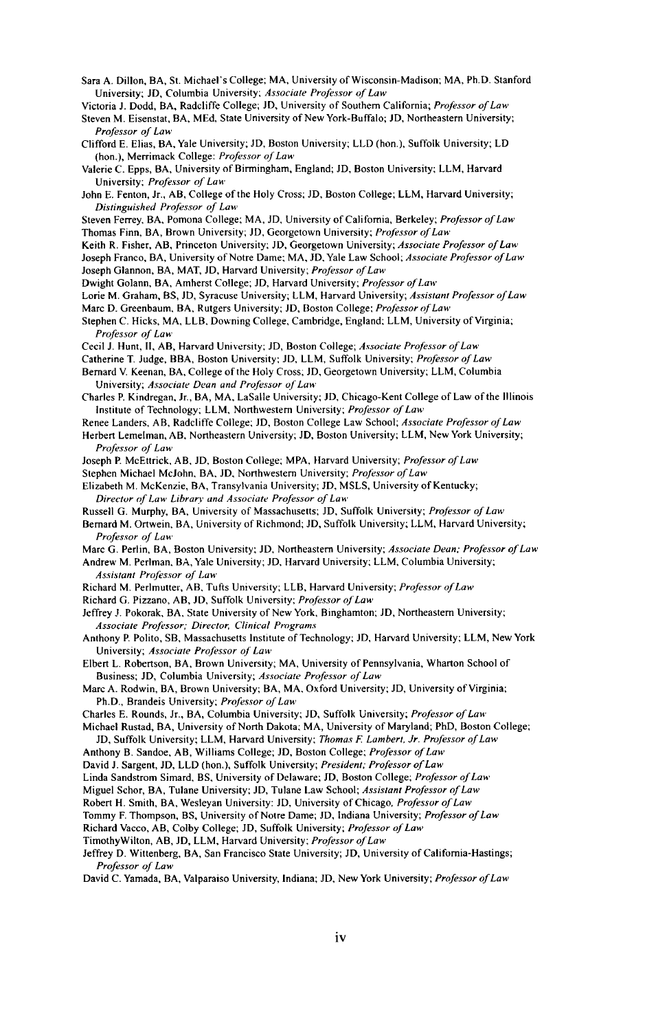Sara A. Dillon, BA, St. Michael's College; MA, University of Wisconsin-Madison; MA, Ph.D. Stanford University; JD, Columbia University; *Associate Professor of Law*

Victoria J. Dodd, BA, Radcliffe College; JD, University of Southern California; *Professor of Law*

Steven M. Eisenstat, BA, MEd, State University of New York-Buffalo; JD, Northeastern University; *Professor of Law*

Clifford E. Elias, BA, Yale University; JD, Boston University; LLD (hon.), Suffolk University; LD (hon.), Merrimack College: *Professor of Law*

Valerie C. Epps, BA, University of Birmingham, England; JD, Boston University; LLM, Harvard University; *Professor of Law*

John E. Fenton, Jr., AB, College of the Holy Cross; JD, Boston College; LLM, Harvard University; *Distinguished Professor of Law*

Steven Ferrey, BA, Pomona College; MA, JD, University of California, Berkeley; *Professor of Law*

Thomas Finn, BA, Brown University; JD, Georgetown University; *Professor of Law*

Keith R. Fisher, AB, Princeton University; JD, Georgetown University; *Associate Professor of Law*

Joseph Franco, BA, University of Notre Dame; MA, JD, Yale Law School; *Associate Professor of Law*

Joseph Glannon, BA, MAT, JD, Harvard University; *Professor of Law*

Dwight Golann, BA, Amherst College; JD, Harvard University; *Professor of Law*

Lorie M. Graham, BS, JD, Syracuse University; LLM, Harvard University; *Assistant Professor of Law*

Marc D. Greenbaum, BA, Rutgers University; JD, Boston College; *Professor of Law*

Stephen C. Hicks, MA, LLB, Downing College, Cambridge, England; LLM, University of Virginia; *Professor of Law*

Cecil J. Hunt, II, AB, Harvard University; JD, Boston College; *Associate Professor of Law*

Catherine T. Judge, BBA, Boston University; JD, LLM, Suffolk University; *Professor of Law*

Bernard V. Keenan, BA, College of the Holy Cross; JD, Georgetown University; LLM, Columbia University; *Associate Dean and Professor of Law*

Charles P. Kindregan, Jr., BA, MA, LaSalle University; JD, Chicago-Kent College of Law of the Illinois Institute of Technology; LLM, Northwestern University; *Professor of Law*

Renee Landers, AB, Radcliffe College; JD, Boston College Law School; *Associate Professor of Law*

Herbert Lemelman, AB, Northeastern University; JD, Boston University; LLM, New York University; *Professor of Law*

Joseph P. McEttrick, AB, JD, Boston College; MPA, Harvard University; *Professor of Law*

Stephen Michael McJohn, BA, JD, Northwestern University; *Professor of Law*

Elizabeth M. McKenzie, BA, Transylvania University; JD, MSLS, University of Kentucky; *Director of Law Library and Associate Professor of Law*

Russell G. Murphy, BA, University of Massachusetts; JD, Suffolk University; *Professor of Law*

Bernard M. Ortwein, BA, University of Richmond; JD, Suffolk University; LLM, Harvard University; *Professor of Law*

Marc G. Perlin, BA, Boston University; JD, Northeastern University; *Associate Dean; Professor of Law*

Andrew M. Perlman, BA, Yale University; JD, Harvard University; LLM, Columbia University; *Assistant Professor of Law*

Richard M. Perlmutter, AB, Tufts University; LLB, Harvard University; *Professor of Law*

Richard G. Pizzano, AB, JD, Suffolk University; *Professor of Law*

Jeffrey J. Pokorak, BA, State University of New York, Binghamton; JD, Northeastern University; *Associate Professor; Director, Clinical Programs*

Anthony P. Polito, SB, Massachusetts Institute of Technology; JD, Harvard University; LLM, New York University; *Associate Professor of Law*

Elbert L. Robertson, BA, Brown University; MA, University of Pennsylvania, Wharton School of Business; JD, Columbia University; *Associate Professor of Law*

Marc A. Rodwin, BA, Brown University; BA, MA, Oxford University; JD, University of Virginia; Ph.D., Brandeis University; *Professor of Law*

Charles E. Rounds, Jr., BA, Columbia University; JD, Suffolk University; *Professor of Law*

Michael Rustad, BA, University of North Dakota; MA, University of Maryland; PhD, Boston College; JD, Suffolk University; LLM, Harvard University; *Thomas F. Lambert, Jr. Professor of Law*

Anthony B. Sandoe, AB, Williams College; JD, Boston College; *Professor of Law*

David J. Sargent, JD, LLD (hon.), Suffolk University; *President; Professor of Law*

Linda Sandstrom Simard, BS, University of Delaware; JD, Boston College; *Professor of Law*

Miguel Schor, BA, Tulane University; JD, Tulane Law School; *Assistant Professor of Law*

Robert H. Smith, BA, Wesleyan University: JD, University of Chicago, *Professor of Law*

Tommy F. Thompson, BS, University of Notre Dame; JD, Indiana University; *Professor of Law*

Richard Vacco, AB, Colby College; JD, Suffolk University; *Professor of Law*

TimothyWilton, AB, JD, LLM, Harvard University; *Professor of Law*

Jeffrey D. Wittenberg, BA, San Francisco State University; JD, University of California-Hastings; *Professor of Law*

David C. Yamada, BA, Valparaiso University, Indiana; JD, New York University; *Professor of Law*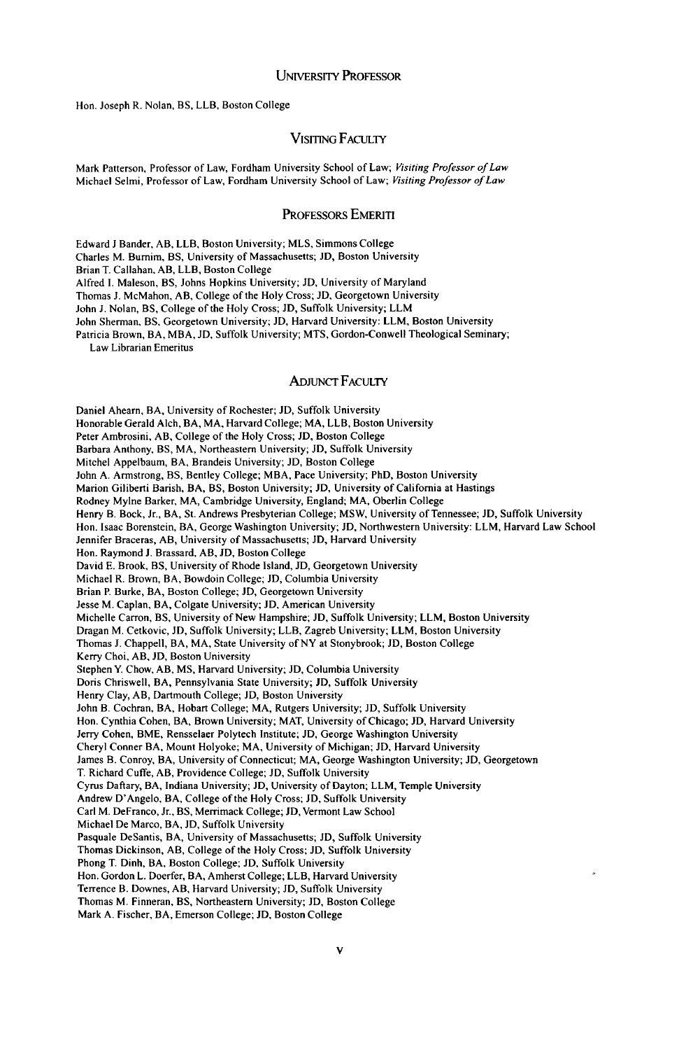## University Professor

Hon. Joseph R. Nolan, BS, LLB, Boston College

## Visiting Faculty

Mark Patterson, Professor of Law, Fordham University School of Law; *Visiting Professor of Law*
Michael Selmi, Professor of Law, Fordham University School of Law; *Visiting Professor of Law*

## Professors Emeriti

Edward J Bander, AB, LLB, Boston University; MLS, Simmons College
Charles M. Burnim, BS, University of Massachusetts; JD, Boston University
Brian T. Callahan, AB, LLB, Boston College
Alfred I. Maleson, BS, Johns Hopkins University; JD, University of Maryland
Thomas J. McMahon, AB, College of the Holy Cross; JD, Georgetown University
John J. Nolan, BS, College of the Holy Cross; JD, Suffolk University; LLM
John Sherman, BS, Georgetown University; JD, Harvard University: LLM, Boston University
Patricia Brown, BA, MBA, JD, Suffolk University; MTS, Gordon-Conwell Theological Seminary;
Law Librarian Emeritus

## Adjunct Faculty

Daniel Ahearn, BA, University of Rochester; JD, Suffolk University
Honorable Gerald Alch, BA, MA, Harvard College; MA, LLB, Boston University
Peter Ambrosini, AB, College of the Holy Cross; JD, Boston College
Barbara Anthony, BS, MA, Northeastern University; JD, Suffolk University
Mitchel Appelbaum, BA, Brandeis University; JD, Boston College
John A. Armstrong, BS, Bentley College; MBA, Pace University; PhD, Boston University
Marion Giliberti Barish, BA, BS, Boston University; JD, University of California at Hastings
Rodney Mylne Barker, MA, Cambridge University, England; MA, Oberlin College
Henry B. Bock, Jr., BA, St. Andrews Presbyterian College; MSW, University of Tennessee; JD, Suffolk University
Hon. Isaac Borenstein, BA, George Washington University; JD, Northwestern University: LLM, Harvard Law School
Jennifer Braceras, AB, University of Massachusetts; JD, Harvard University
Hon. Raymond J. Brassard, AB, JD, Boston College
David E. Brook, BS, University of Rhode Island, JD, Georgetown University
Michael R. Brown, BA, Bowdoin College; JD, Columbia University
Brian P. Burke, BA, Boston College; JD, Georgetown University
Jesse M. Caplan, BA, Colgate University; JD, American University
Michelle Carron, BS, University of New Hampshire; JD, Suffolk University; LLM, Boston University
Dragan M. Cetkovic, JD, Suffolk University; LLB, Zagreb University; LLM, Boston University
Thomas J. Chappell, BA, MA, State University of NY at Stonybrook; JD, Boston College
Kerry Choi, AB, JD, Boston University
Stephen Y. Chow, AB, MS, Harvard University; JD, Columbia University
Doris Chriswell, BA, Pennsylvania State University; JD, Suffolk University
Henry Clay, AB, Dartmouth College; JD, Boston University
John B. Cochran, BA, Hobart College; MA, Rutgers University; JD, Suffolk University
Hon. Cynthia Cohen, BA, Brown University; MAT, University of Chicago; JD, Harvard University
Jerry Cohen, BME, Rensselaer Polytech Institute; JD, George Washington University
Cheryl Conner BA, Mount Holyoke; MA, University of Michigan; JD, Harvard University
James B. Conroy, BA, University of Connecticut; MA, George Washington University; JD, Georgetown
T. Richard Cuffe, AB, Providence College; JD, Suffolk University
Cyrus Daftary, BA, Indiana University; JD, University of Dayton; LLM, Temple University
Andrew D'Angelo, BA, College of the Holy Cross; JD, Suffolk University
Carl M. DeFranco, Jr., BS, Merrimack College; JD, Vermont Law School
Michael De Marco, BA, JD, Suffolk University
Pasquale DeSantis, BA, University of Massachusetts; JD, Suffolk University
Thomas Dickinson, AB, College of the Holy Cross; JD, Suffolk University
Phong T. Dinh, BA, Boston College; JD, Suffolk University
Hon. Gordon L. Doerfer, BA, Amherst College; LLB, Harvard University
Terrence B. Downes, AB, Harvard University; JD, Suffolk University
Thomas M. Finneran, BS, Northeastern University; JD, Boston College
Mark A. Fischer, BA, Emerson College; JD, Boston College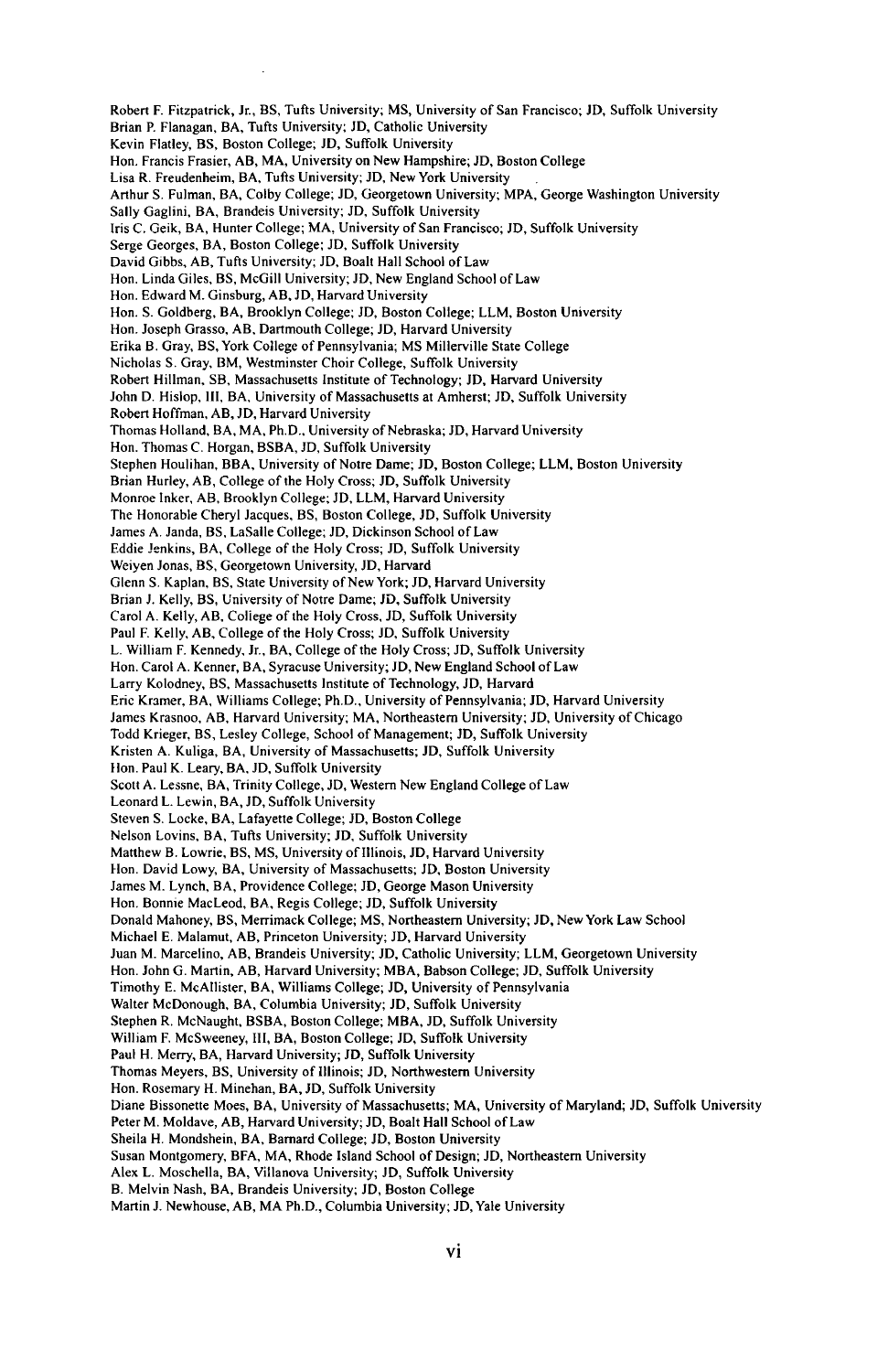Robert F. Fitzpatrick, Jr., BS, Tufts University; MS, University of San Francisco; JD, Suffolk University
Brian P. Flanagan, BA, Tufts University; JD, Catholic University
Kevin Flatley, BS, Boston College; JD, Suffolk University
Hon. Francis Frasier, AB, MA, University on New Hampshire; JD, Boston College
Lisa R. Freudenheim, BA, Tufts University; JD, New York University
Arthur S. Fulman, BA, Colby College; JD, Georgetown University; MPA, George Washington University
Sally Gaglini, BA, Brandeis University; JD, Suffolk University
Iris C. Geik, BA, Hunter College; MA, University of San Francisco; JD, Suffolk University
Serge Georges, BA, Boston College; JD, Suffolk University
David Gibbs, AB, Tufts University; JD, Boalt Hall School of Law
Hon. Linda Giles, BS, McGill University; JD, New England School of Law
Hon. Edward M. Ginsburg, AB, JD, Harvard University
Hon. S. Goldberg, BA, Brooklyn College; JD, Boston College; LLM, Boston University
Hon. Joseph Grasso, AB, Dartmouth College; JD, Harvard University
Erika B. Gray, BS, York College of Pennsylvania; MS Millerville State College
Nicholas S. Gray, BM, Westminster Choir College, Suffolk University
Robert Hillman, SB, Massachusetts Institute of Technology; JD, Harvard University
John D. Hislop, III, BA, University of Massachusetts at Amherst; JD, Suffolk University
Robert Hoffman, AB, JD, Harvard University
Thomas Holland, BA, MA, Ph.D., University of Nebraska; JD, Harvard University
Hon. Thomas C. Horgan, BSBA, JD, Suffolk University
Stephen Houlihan, BBA, University of Notre Dame; JD, Boston College; LLM, Boston University
Brian Hurley, AB, College of the Holy Cross; JD, Suffolk University
Monroe Inker, AB, Brooklyn College; JD, LLM, Harvard University
The Honorable Cheryl Jacques, BS, Boston College, JD, Suffolk University
James A. Janda, BS, LaSalle College; JD, Dickinson School of Law
Eddie Jenkins, BA, College of the Holy Cross; JD, Suffolk University
Weiyen Jonas, BS, Georgetown University, JD, Harvard
Glenn S. Kaplan, BS, State University of New York; JD, Harvard University
Brian J. Kelly, BS, University of Notre Dame; JD, Suffolk University
Carol A. Kelly, AB, College of the Holy Cross, JD, Suffolk University
Paul F. Kelly, AB, College of the Holy Cross; JD, Suffolk University
L. William F. Kennedy, Jr., BA, College of the Holy Cross; JD, Suffolk University
Hon. Carol A. Kenner, BA, Syracuse University; JD, New England School of Law
Larry Kolodney, BS, Massachusetts Institute of Technology, JD, Harvard
Eric Kramer, BA, Williams College; Ph.D., University of Pennsylvania; JD, Harvard University
James Krasnoo, AB, Harvard University; MA, Northeastern University; JD, University of Chicago
Todd Krieger, BS, Lesley College, School of Management; JD, Suffolk University
Kristen A. Kuliga, BA, University of Massachusetts; JD, Suffolk University
Hon. Paul K. Leary, BA, JD, Suffolk University
Scott A. Lessne, BA, Trinity College, JD, Western New England College of Law
Leonard L. Lewin, BA, JD, Suffolk University
Steven S. Locke, BA, Lafayette College; JD, Boston College
Nelson Lovins, BA, Tufts University; JD, Suffolk University
Matthew B. Lowrie, BS, MS, University of Illinois, JD, Harvard University
Hon. David Lowy, BA, University of Massachusetts; JD, Boston University
James M. Lynch, BA, Providence College; JD, George Mason University
Hon. Bonnie MacLeod, BA, Regis College; JD, Suffolk University
Donald Mahoney, BS, Merrimack College; MS, Northeastern University; JD, New York Law School
Michael E. Malamut, AB, Princeton University; JD, Harvard University
Juan M. Marcelino, AB, Brandeis University; JD, Catholic University; LLM, Georgetown University
Hon. John G. Martin, AB, Harvard University; MBA, Babson College; JD, Suffolk University
Timothy E. McAllister, BA, Williams College; JD, University of Pennsylvania
Walter McDonough, BA, Columbia University; JD, Suffolk University
Stephen R. McNaught, BSBA, Boston College; MBA, JD, Suffolk University
William F. McSweeney, III, BA, Boston College; JD, Suffolk University
Paul H. Merry, BA, Harvard University; JD, Suffolk University
Thomas Meyers, BS, University of Illinois; JD, Northwestern University
Hon. Rosemary H. Minehan, BA, JD, Suffolk University
Diane Bissonette Moes, BA, University of Massachusetts; MA, University of Maryland; JD, Suffolk University
Peter M. Moldave, AB, Harvard University; JD, Boalt Hall School of Law
Sheila H. Mondshein, BA, Barnard College; JD, Boston University
Susan Montgomery, BFA, MA, Rhode Island School of Design; JD, Northeastern University
Alex L. Moschella, BA, Villanova University; JD, Suffolk University
B. Melvin Nash, BA, Brandeis University; JD, Boston College
Martin J. Newhouse, AB, MA Ph.D., Columbia University; JD, Yale University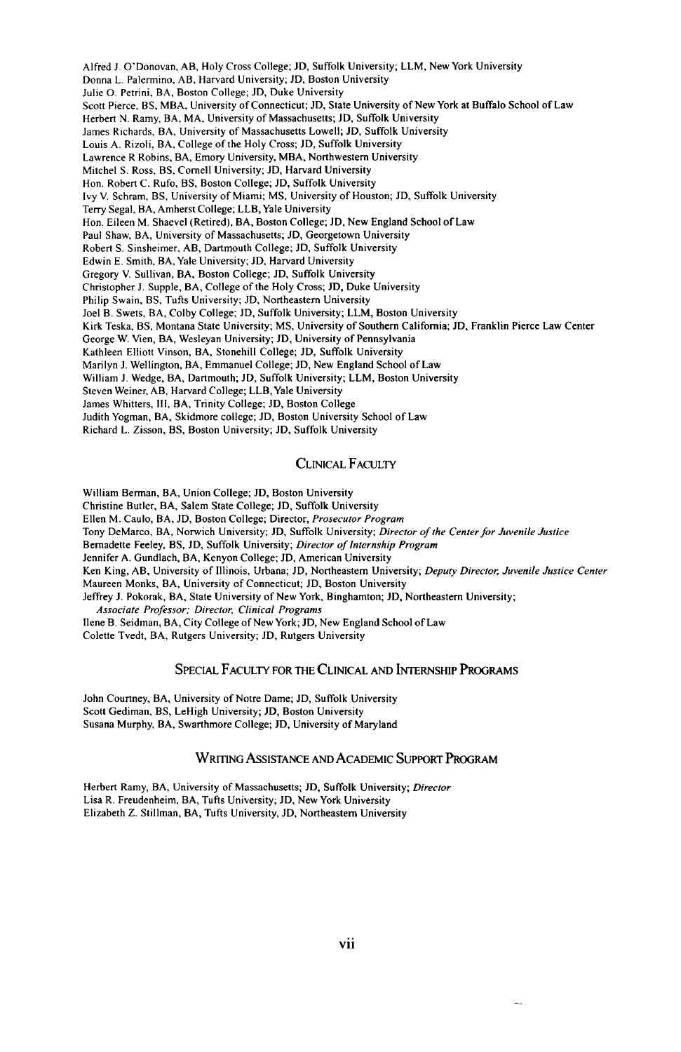Alfred J. O'Donovan, AB, Holy Cross College; JD, Suffolk University; LLM, New York University
Donna L. Palermino, AB, Harvard University; JD, Boston University
Julie O. Petrini, BA, Boston College; JD, Duke University
Scott Pierce, BS, MBA, University of Connecticut; JD, State University of New York at Buffalo School of Law
Herbert N. Ramy, BA, MA, University of Massachusetts; JD, Suffolk University
James Richards, BA, University of Massachusetts Lowell; JD, Suffolk University
Louis A. Rizoli, BA, College of the Holy Cross; JD, Suffolk University
Lawrence R Robins, BA, Emory University, MBA, Northwestern University
Mitchel S. Ross, BS, Cornell University; JD, Harvard University
Hon. Robert C. Rufo, BS, Boston College; JD, Suffolk University
Ivy V. Schram, BS, University of Miami; MS, University of Houston; JD, Suffolk University
Terry Segal, BA, Amherst College; LLB, Yale University
Hon. Eileen M. Shaevel (Retired), BA, Boston College; JD, New England School of Law
Paul Shaw, BA, University of Massachusetts; JD, Georgetown University
Robert S. Sinsheimer, AB, Dartmouth College; JD, Suffolk University
Edwin E. Smith, BA, Yale University; JD, Harvard University
Gregory V. Sullivan, BA, Boston College; JD, Suffolk University
Christopher J. Supple, BA, College of the Holy Cross; JD, Duke University
Philip Swain, BS, Tufts University; JD, Northeastern University
Joel B. Swets, BA, Colby College; JD, Suffolk University; LLM, Boston University
Kirk Teska, BS, Montana State University; MS, University of Southern California; JD, Franklin Pierce Law Center
George W. Vien, BA, Wesleyan University; JD, University of Pennsylvania
Kathleen Elliott Vinson, BA, Stonehill College; JD, Suffolk University
Marilyn J. Wellington, BA, Emmanuel College; JD, New England School of Law
William J. Wedge, BA, Dartmouth; JD, Suffolk University; LLM, Boston University
Steven Weiner, AB, Harvard College; LLB, Yale University
James Whitters, III, BA, Trinity College; JD, Boston College
Judith Yogman, BA, Skidmore college; JD, Boston University School of Law
Richard L. Zisson, BS, Boston University; JD, Suffolk University

## Clinical Faculty

William Berman, BA, Union College; JD, Boston University
Christine Butler, BA, Salem State College; JD, Suffolk University
Ellen M. Caulo, BA, JD, Boston College; Director, *Prosecutor Program*
Tony DeMarco, BA, Norwich University; JD, Suffolk University; *Director of the Center for Juvenile Justice*
Bernadette Feeley, BS, JD, Suffolk University; *Director of Internship Program*
Jennifer A. Gundlach, BA, Kenyon College; JD, American University
Ken King, AB, University of Illinois, Urbana; JD, Northeastern University; *Deputy Director, Juvenile Justice Center*
Maureen Monks, BA, University of Connecticut; JD, Boston University
Jeffrey J. Pokorak, BA, State University of New York, Binghamton; JD, Northeastern University;
*Associate Professor; Director, Clinical Programs*
Ilene B. Seidman, BA, City College of New York; JD, New England School of Law
Colette Tvedt, BA, Rutgers University; JD, Rutgers University

## Special Faculty for the Clinical and Internship Programs

John Courtney, BA, University of Notre Dame; JD, Suffolk University
Scott Gediman, BS, LeHigh University; JD, Boston University
Susana Murphy, BA, Swarthmore College; JD, University of Maryland

## Writing Assistance and Academic Support Program

Herbert Ramy, BA, University of Massachusetts; JD, Suffolk University; *Director*
Lisa R. Freudenheim, BA, Tufts University; JD, New York University
Elizabeth Z. Stillman, BA, Tufts University, JD, Northeastern University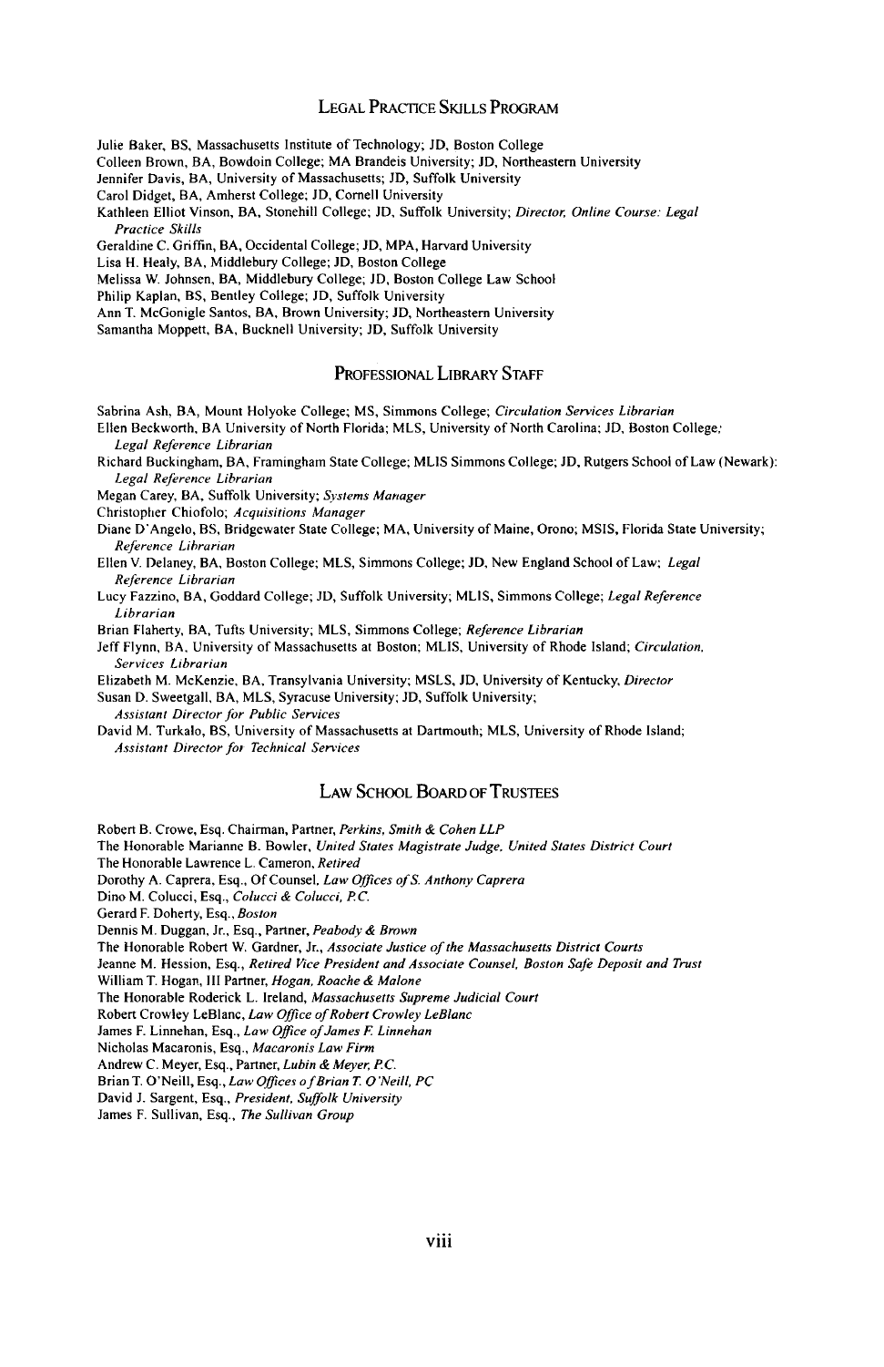## Legal Practice Skills Program

Julie Baker, BS, Massachusetts Institute of Technology; JD, Boston College
Colleen Brown, BA, Bowdoin College; MA Brandeis University; JD, Northeastern University
Jennifer Davis, BA, University of Massachusetts; JD, Suffolk University
Carol Didget, BA, Amherst College; JD, Cornell University
Kathleen Elliot Vinson, BA, Stonehill College; JD, Suffolk University; *Director, Online Course: Legal Practice Skills*
Geraldine C. Griffin, BA, Occidental College; JD, MPA, Harvard University
Lisa H. Healy, BA, Middlebury College; JD, Boston College
Melissa W. Johnsen, BA, Middlebury College; JD, Boston College Law School
Philip Kaplan, BS, Bentley College; JD, Suffolk University
Ann T. McGonigle Santos, BA, Brown University; JD, Northeastern University
Samantha Moppett, BA, Bucknell University; JD, Suffolk University

## Professional Library Staff

Sabrina Ash, BA, Mount Holyoke College; MS, Simmons College; *Circulation Services Librarian*
Ellen Beckworth, BA University of North Florida; MLS, University of North Carolina; JD, Boston College; *Legal Reference Librarian*
Richard Buckingham, BA, Framingham State College; MLIS Simmons College; JD, Rutgers School of Law (Newark): *Legal Reference Librarian*
Megan Carey, BA, Suffolk University; *Systems Manager*
Christopher Chiofolo; *Acquisitions Manager*
Diane D'Angelo, BS, Bridgewater State College; MA, University of Maine, Orono; MSIS, Florida State University; *Reference Librarian*
Ellen V. Delaney, BA, Boston College; MLS, Simmons College; JD, New England School of Law; *Legal Reference Librarian*
Lucy Fazzino, BA, Goddard College; JD, Suffolk University; MLIS, Simmons College; *Legal Reference Librarian*
Brian Flaherty, BA, Tufts University; MLS, Simmons College; *Reference Librarian*
Jeff Flynn, BA, University of Massachusetts at Boston; MLIS, University of Rhode Island; *Circulation. Services Librarian*
Elizabeth M. McKenzie, BA, Transylvania University; MSLS, JD, University of Kentucky, *Director*
Susan D. Sweetgall, BA, MLS, Syracuse University; JD, Suffolk University; *Assistant Director for Public Services*
David M. Turkalo, BS, University of Massachusetts at Dartmouth; MLS, University of Rhode Island; *Assistant Director for Technical Services*

## Law School Board of Trustees

Robert B. Crowe, Esq. Chairman, Partner, *Perkins, Smith & Cohen LLP*
The Honorable Marianne B. Bowler, *United States Magistrate Judge, United States District Court*
The Honorable Lawrence L. Cameron, *Retired*
Dorothy A. Caprera, Esq., Of Counsel, *Law Offices of S. Anthony Caprera*
Dino M. Colucci, Esq., *Colucci & Colucci, P.C.*
Gerard F. Doherty, Esq., *Boston*
Dennis M. Duggan, Jr., Esq., Partner, *Peabody & Brown*
The Honorable Robert W. Gardner, Jr., *Associate Justice of the Massachusetts District Courts*
Jeanne M. Hession, Esq., *Retired Vice President and Associate Counsel, Boston Safe Deposit and Trust*
William T. Hogan, III Partner, *Hogan, Roache & Malone*
The Honorable Roderick L. Ireland, *Massachusetts Supreme Judicial Court*
Robert Crowley LeBlanc, *Law Office of Robert Crowley LeBlanc*
James F. Linnehan, Esq., *Law Office of James F. Linnehan*
Nicholas Macaronis, Esq., *Macaronis Law Firm*
Andrew C. Meyer, Esq., Partner, *Lubin & Meyer, P.C.*
Brian T. O'Neill, Esq., *Law Offices of Brian T. O'Neill, PC*
David J. Sargent, Esq., *President, Suffolk University*
James F. Sullivan, Esq., *The Sullivan Group*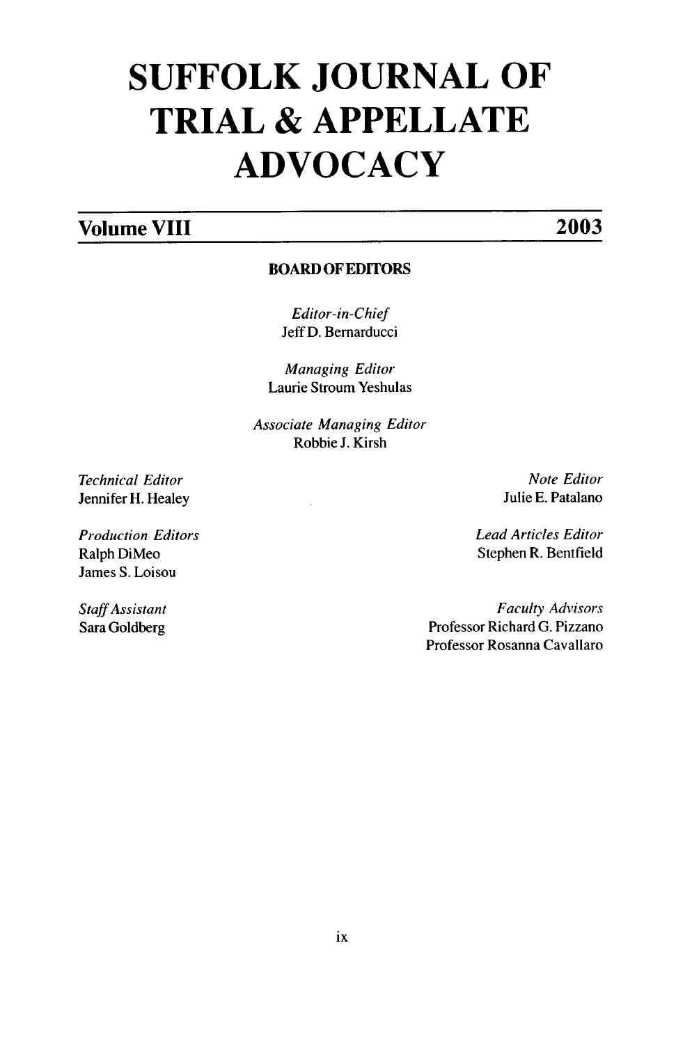# SUFFOLK JOURNAL OF TRIAL & APPELLATE ADVOCACY

**Volume VIII** **2003**

**BOARD OF EDITORS**

*Editor-in-Chief*
Jeff D. Bernarducci

*Managing Editor*
Laurie Stroum Yeshulas

*Associate Managing Editor*
Robbie J. Kirsh

*Technical Editor*
Jennifer H. Healey

*Note Editor*
Julie E. Patalano

*Production Editors*
Ralph DiMeo
James S. Loisou

*Lead Articles Editor*
Stephen R. Bentfield

*Staff Assistant*
Sara Goldberg

*Faculty Advisors*
Professor Richard G. Pizzano
Professor Rosanna Cavallaro